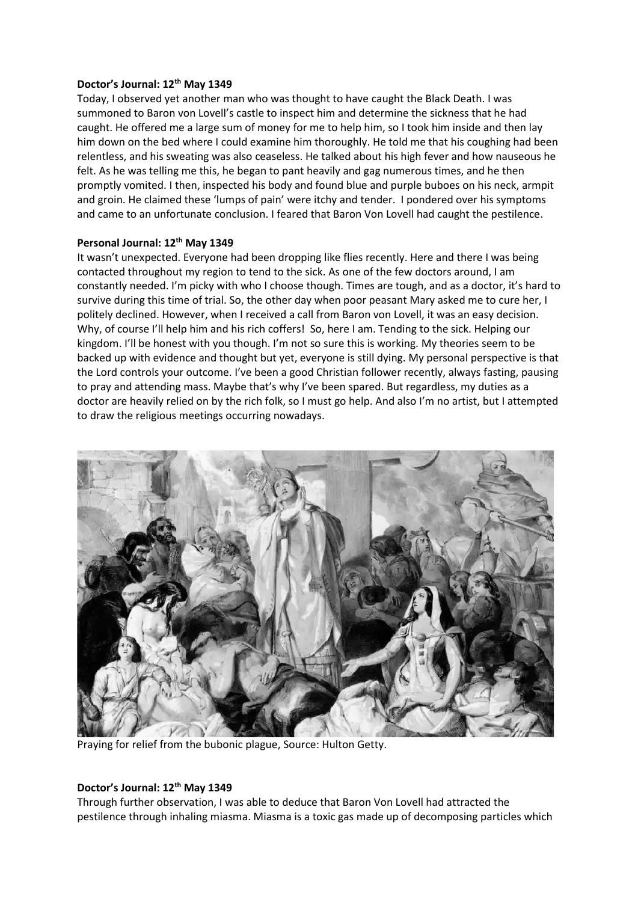**Doctor's Journal: 12th May 1349**

Today, I observed yet another man who was thought to have caught the Black Death. I was summoned to Baron von Lovell's castle to inspect him and determine the sickness that he had caught. He offered me a large sum of money for me to help him, so I took him inside and then lay him down on the bed where I could examine him thoroughly. He told me that his coughing had been relentless, and his sweating was also ceaseless. He talked about his high fever and how nauseous he felt. As he was telling me this, he began to pant heavily and gag numerous times, and he then promptly vomited. I then, inspected his body and found blue and purple buboes on his neck, armpit and groin. He claimed these 'lumps of pain' were itchy and tender. I pondered over his symptoms and came to an unfortunate conclusion. I feared that Baron Von Lovell had caught the pestilence.

**Personal Journal: 12th May 1349**

It wasn't unexpected. Everyone had been dropping like flies recently. Here and there I was being contacted throughout my region to tend to the sick. As one of the few doctors around, I am constantly needed. I'm picky with who I choose though. Times are tough, and as a doctor, it's hard to survive during this time of trial. So, the other day when poor peasant Mary asked me to cure her, I politely declined. However, when I received a call from Baron von Lovell, it was an easy decision. Why, of course I'll help him and his rich coffers! So, here I am. Tending to the sick. Helping our kingdom. I'll be honest with you though. I'm not so sure this is working. My theories seem to be backed up with evidence and thought but yet, everyone is still dying. My personal perspective is that the Lord controls your outcome. I've been a good Christian follower recently, always fasting, pausing to pray and attending mass. Maybe that's why I've been spared. But regardless, my duties as a doctor are heavily relied on by the rich folk, so I must go help. And also I'm no artist, but I attempted to draw the religious meetings occurring nowadays.

Praying for relief from the bubonic plague, Source: Hulton Getty.

**Doctor's Journal: 12th May 1349**

Through further observation, I was able to deduce that Baron Von Lovell had attracted the pestilence through inhaling miasma. Miasma is a toxic gas made up of decomposing particles which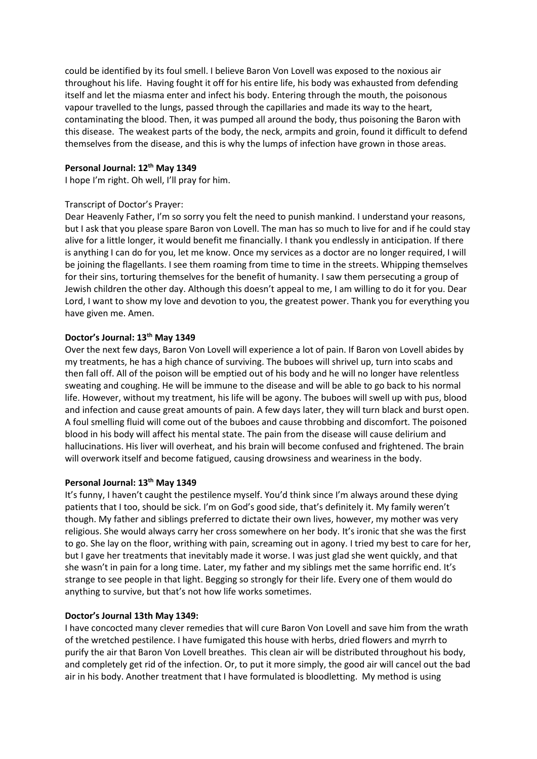could be identified by its foul smell. I believe Baron Von Lovell was exposed to the noxious air throughout his life. Having fought it off for his entire life, his body was exhausted from defending itself and let the miasma enter and infect his body. Entering through the mouth, the poisonous vapour travelled to the lungs, passed through the capillaries and made its way to the heart, contaminating the blood. Then, it was pumped all around the body, thus poisoning the Baron with this disease. The weakest parts of the body, the neck, armpits and groin, found it difficult to defend themselves from the disease, and this is why the lumps of infection have grown in those areas.

**Personal Journal: 12th May 1349**

I hope I'm right. Oh well, I'll pray for him.

Transcript of Doctor's Prayer:

Dear Heavenly Father, I'm so sorry you felt the need to punish mankind. I understand your reasons, but I ask that you please spare Baron von Lovell. The man has so much to live for and if he could stay alive for a little longer, it would benefit me financially. I thank you endlessly in anticipation. If there is anything I can do for you, let me know. Once my services as a doctor are no longer required, I will be joining the flagellants. I see them roaming from time to time in the streets. Whipping themselves for their sins, torturing themselves for the benefit of humanity. I saw them persecuting a group of Jewish children the other day. Although this doesn't appeal to me, I am willing to do it for you. Dear Lord, I want to show my love and devotion to you, the greatest power. Thank you for everything you have given me. Amen.

**Doctor's Journal: 13th May 1349**

Over the next few days, Baron Von Lovell will experience a lot of pain. If Baron von Lovell abides by my treatments, he has a high chance of surviving. The buboes will shrivel up, turn into scabs and then fall off. All of the poison will be emptied out of his body and he will no longer have relentless sweating and coughing. He will be immune to the disease and will be able to go back to his normal life. However, without my treatment, his life will be agony. The buboes will swell up with pus, blood and infection and cause great amounts of pain. A few days later, they will turn black and burst open. A foul smelling fluid will come out of the buboes and cause throbbing and discomfort. The poisoned blood in his body will affect his mental state. The pain from the disease will cause delirium and hallucinations. His liver will overheat, and his brain will become confused and frightened. The brain will overwork itself and become fatigued, causing drowsiness and weariness in the body.

**Personal Journal: 13th May 1349**

It's funny, I haven't caught the pestilence myself. You'd think since I'm always around these dying patients that I too, should be sick. I'm on God's good side, that's definitely it. My family weren't though. My father and siblings preferred to dictate their own lives, however, my mother was very religious. She would always carry her cross somewhere on her body. It's ironic that she was the first to go. She lay on the floor, writhing with pain, screaming out in agony. I tried my best to care for her, but I gave her treatments that inevitably made it worse. I was just glad she went quickly, and that she wasn't in pain for a long time. Later, my father and my siblings met the same horrific end. It's strange to see people in that light. Begging so strongly for their life. Every one of them would do anything to survive, but that's not how life works sometimes.

**Doctor's Journal 13th May 1349:**

I have concocted many clever remedies that will cure Baron Von Lovell and save him from the wrath of the wretched pestilence. I have fumigated this house with herbs, dried flowers and myrrh to purify the air that Baron Von Lovell breathes. This clean air will be distributed throughout his body, and completely get rid of the infection. Or, to put it more simply, the good air will cancel out the bad air in his body. Another treatment that I have formulated is bloodletting. My method is using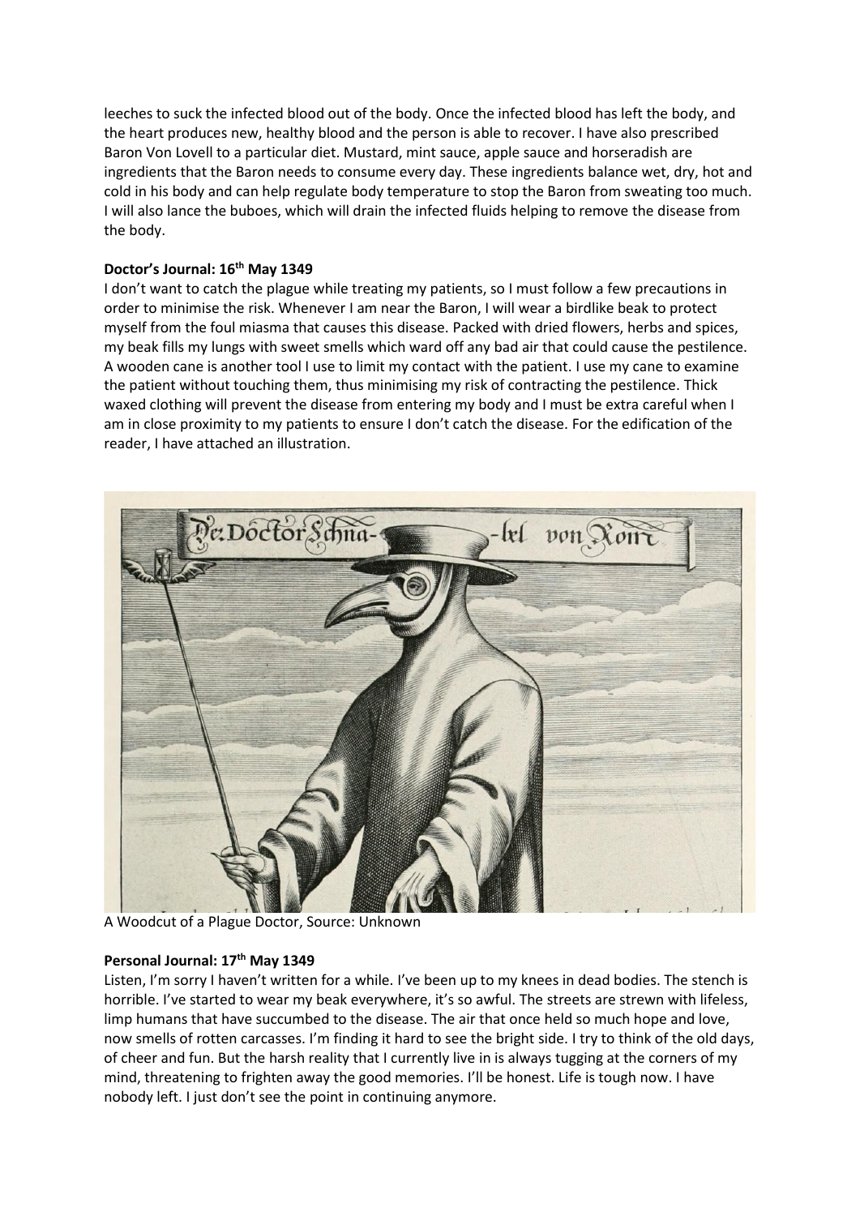leeches to suck the infected blood out of the body. Once the infected blood has left the body, and the heart produces new, healthy blood and the person is able to recover. I have also prescribed Baron Von Lovell to a particular diet. Mustard, mint sauce, apple sauce and horseradish are ingredients that the Baron needs to consume every day. These ingredients balance wet, dry, hot and cold in his body and can help regulate body temperature to stop the Baron from sweating too much. I will also lance the buboes, which will drain the infected fluids helping to remove the disease from the body.

**Doctor's Journal: 16th May 1349**

I don't want to catch the plague while treating my patients, so I must follow a few precautions in order to minimise the risk. Whenever I am near the Baron, I will wear a birdlike beak to protect myself from the foul miasma that causes this disease. Packed with dried flowers, herbs and spices, my beak fills my lungs with sweet smells which ward off any bad air that could cause the pestilence. A wooden cane is another tool I use to limit my contact with the patient. I use my cane to examine the patient without touching them, thus minimising my risk of contracting the pestilence. Thick waxed clothing will prevent the disease from entering my body and I must be extra careful when I am in close proximity to my patients to ensure I don't catch the disease. For the edification of the reader, I have attached an illustration.

A Woodcut of a Plague Doctor, Source: Unknown

**Personal Journal: 17th May 1349**

Listen, I'm sorry I haven't written for a while. I've been up to my knees in dead bodies. The stench is horrible. I've started to wear my beak everywhere, it's so awful. The streets are strewn with lifeless, limp humans that have succumbed to the disease. The air that once held so much hope and love, now smells of rotten carcasses. I'm finding it hard to see the bright side. I try to think of the old days, of cheer and fun. But the harsh reality that I currently live in is always tugging at the corners of my mind, threatening to frighten away the good memories. I'll be honest. Life is tough now. I have nobody left. I just don't see the point in continuing anymore.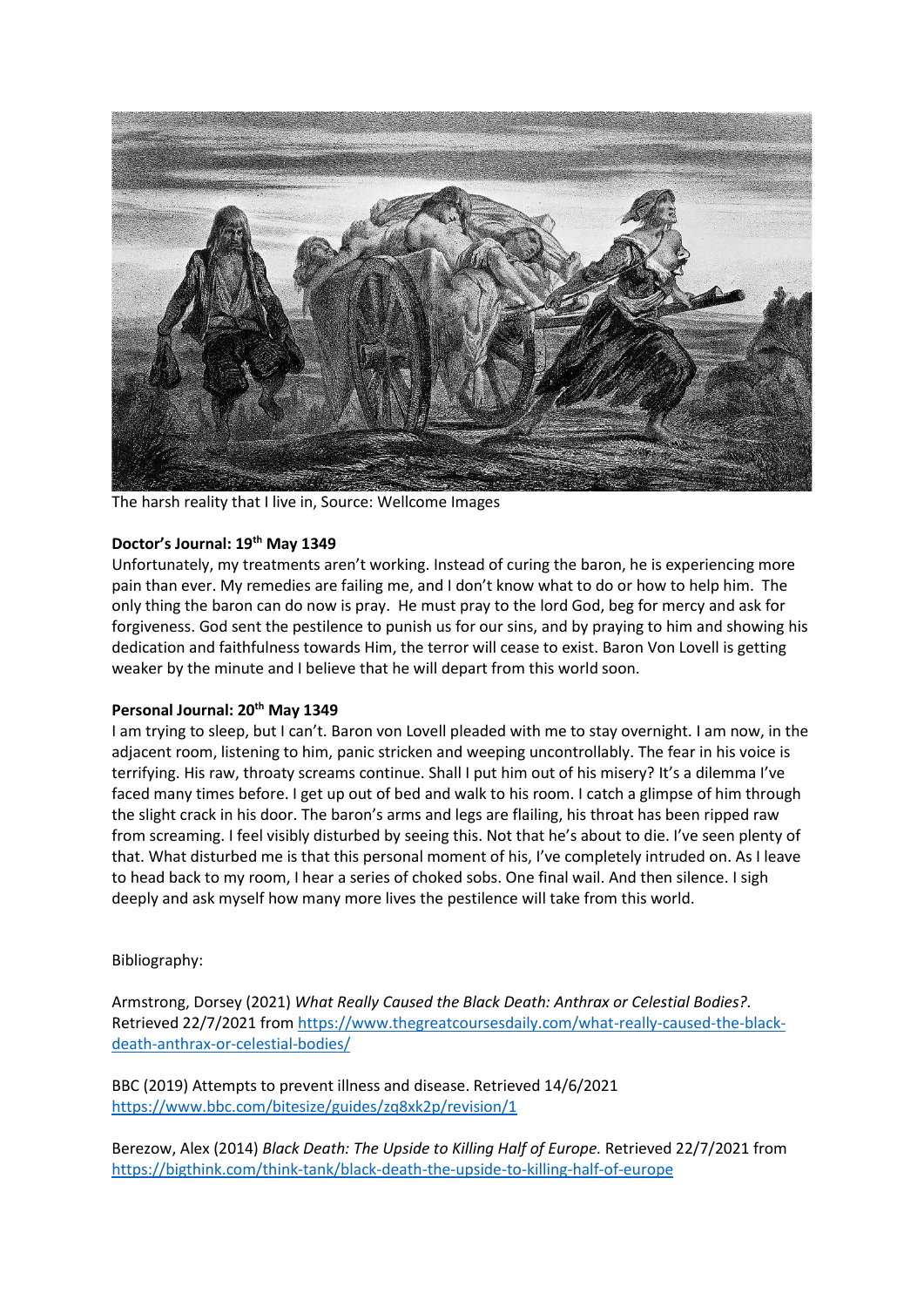The harsh reality that I live in, Source: Wellcome Images

**Doctor's Journal: 19th May 1349**

Unfortunately, my treatments aren't working. Instead of curing the baron, he is experiencing more pain than ever. My remedies are failing me, and I don't know what to do or how to help him. The only thing the baron can do now is pray. He must pray to the lord God, beg for mercy and ask for forgiveness. God sent the pestilence to punish us for our sins, and by praying to him and showing his dedication and faithfulness towards Him, the terror will cease to exist. Baron Von Lovell is getting weaker by the minute and I believe that he will depart from this world soon.

**Personal Journal: 20th May 1349**

I am trying to sleep, but I can't. Baron von Lovell pleaded with me to stay overnight. I am now, in the adjacent room, listening to him, panic stricken and weeping uncontrollably. The fear in his voice is terrifying. His raw, throaty screams continue. Shall I put him out of his misery? It's a dilemma I've faced many times before. I get up out of bed and walk to his room. I catch a glimpse of him through the slight crack in his door. The baron's arms and legs are flailing, his throat has been ripped raw from screaming. I feel visibly disturbed by seeing this. Not that he's about to die. I've seen plenty of that. What disturbed me is that this personal moment of his, I've completely intruded on. As I leave to head back to my room, I hear a series of choked sobs. One final wail. And then silence. I sigh deeply and ask myself how many more lives the pestilence will take from this world.

Bibliography:

Armstrong, Dorsey (2021) *What Really Caused the Black Death: Anthrax or Celestial Bodies?.* Retrieved 22/7/2021 from https://www.thegreatcoursesdaily.com/what-really-caused-the-black-death-anthrax-or-celestial-bodies/

BBC (2019) Attempts to prevent illness and disease. Retrieved 14/6/2021 https://www.bbc.com/bitesize/guides/zq8xk2p/revision/1

Berezow, Alex (2014) *Black Death: The Upside to Killing Half of Europe.* Retrieved 22/7/2021 from https://bigthink.com/think-tank/black-death-the-upside-to-killing-half-of-europe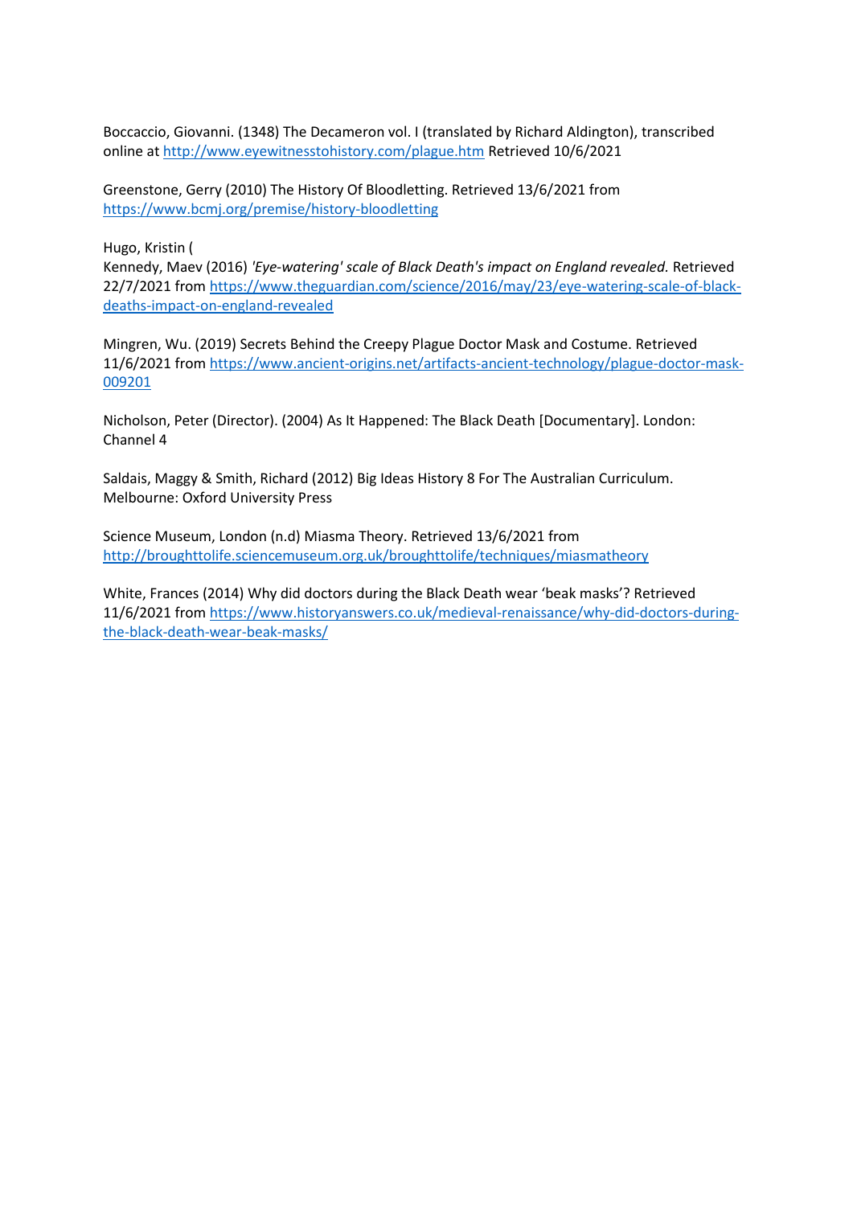Boccaccio, Giovanni. (1348) The Decameron vol. I (translated by Richard Aldington), transcribed online at http://www.eyewitnesstohistory.com/plague.htm Retrieved 10/6/2021

Greenstone, Gerry (2010) The History Of Bloodletting. Retrieved 13/6/2021 from https://www.bcmj.org/premise/history-bloodletting

Hugo, Kristin (
Kennedy, Maev (2016) *'Eye-watering' scale of Black Death's impact on England revealed.* Retrieved 22/7/2021 from https://www.theguardian.com/science/2016/may/23/eye-watering-scale-of-black-deaths-impact-on-england-revealed

Mingren, Wu. (2019) Secrets Behind the Creepy Plague Doctor Mask and Costume. Retrieved 11/6/2021 from https://www.ancient-origins.net/artifacts-ancient-technology/plague-doctor-mask-009201

Nicholson, Peter (Director). (2004) As It Happened: The Black Death [Documentary]. London: Channel 4

Saldais, Maggy & Smith, Richard (2012) Big Ideas History 8 For The Australian Curriculum. Melbourne: Oxford University Press

Science Museum, London (n.d) Miasma Theory. Retrieved 13/6/2021 from http://broughttolife.sciencemuseum.org.uk/broughttolife/techniques/miasmatheory

White, Frances (2014) Why did doctors during the Black Death wear 'beak masks'? Retrieved 11/6/2021 from https://www.historyanswers.co.uk/medieval-renaissance/why-did-doctors-during-the-black-death-wear-beak-masks/